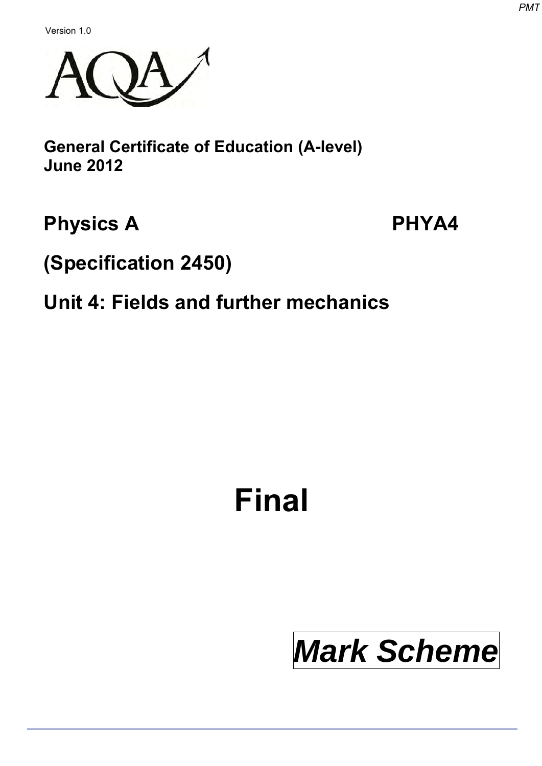Version 1.0

AQA

**General Certificate of Education (A-level)**
**June 2012**

## Physics A PHYA4

## (Specification 2450)

## Unit 4: Fields and further mechanics

# Final

# *Mark Scheme*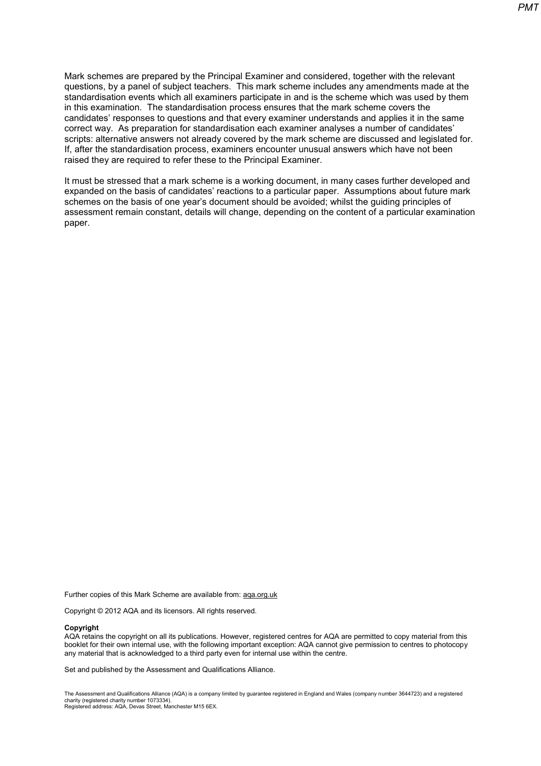Mark schemes are prepared by the Principal Examiner and considered, together with the relevant questions, by a panel of subject teachers. This mark scheme includes any amendments made at the standardisation events which all examiners participate in and is the scheme which was used by them in this examination. The standardisation process ensures that the mark scheme covers the candidates' responses to questions and that every examiner understands and applies it in the same correct way. As preparation for standardisation each examiner analyses a number of candidates' scripts: alternative answers not already covered by the mark scheme are discussed and legislated for. If, after the standardisation process, examiners encounter unusual answers which have not been raised they are required to refer these to the Principal Examiner.

It must be stressed that a mark scheme is a working document, in many cases further developed and expanded on the basis of candidates' reactions to a particular paper. Assumptions about future mark schemes on the basis of one year's document should be avoided; whilst the guiding principles of assessment remain constant, details will change, depending on the content of a particular examination paper.

Further copies of this Mark Scheme are available from: aqa.org.uk

Copyright © 2012 AQA and its licensors. All rights reserved.

**Copyright**
AQA retains the copyright on all its publications. However, registered centres for AQA are permitted to copy material from this booklet for their own internal use, with the following important exception: AQA cannot give permission to centres to photocopy any material that is acknowledged to a third party even for internal use within the centre.

Set and published by the Assessment and Qualifications Alliance.

The Assessment and Qualifications Alliance (AQA) is a company limited by guarantee registered in England and Wales (company number 3644723) and a registered charity (registered charity number 1073334).
Registered address: AQA, Devas Street, Manchester M15 6EX.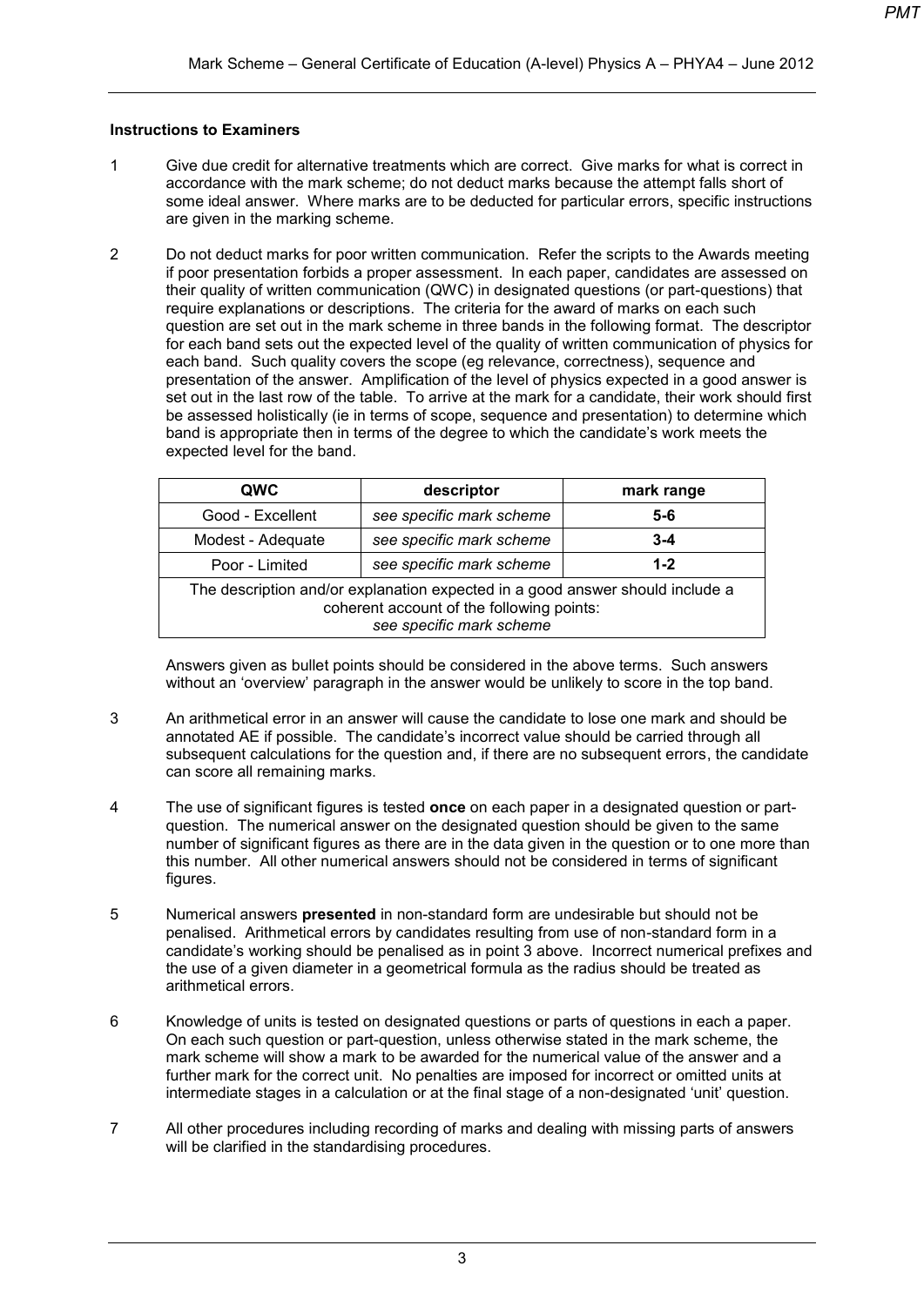### Instructions to Examiners

1. Give due credit for alternative treatments which are correct. Give marks for what is correct in accordance with the mark scheme; do not deduct marks because the attempt falls short of some ideal answer. Where marks are to be deducted for particular errors, specific instructions are given in the marking scheme.

2. Do not deduct marks for poor written communication. Refer the scripts to the Awards meeting if poor presentation forbids a proper assessment. In each paper, candidates are assessed on their quality of written communication (QWC) in designated questions (or part-questions) that require explanations or descriptions. The criteria for the award of marks on each such question are set out in the mark scheme in three bands in the following format. The descriptor for each band sets out the expected level of the quality of written communication of physics for each band. Such quality covers the scope (eg relevance, correctness), sequence and presentation of the answer. Amplification of the level of physics expected in a good answer is set out in the last row of the table. To arrive at the mark for a candidate, their work should first be assessed holistically (ie in terms of scope, sequence and presentation) to determine which band is appropriate then in terms of the degree to which the candidate's work meets the expected level for the band.

| QWC | descriptor | mark range |
|---|---|---|
| Good - Excellent | *see specific mark scheme* | **5-6** |
| Modest - Adequate | *see specific mark scheme* | **3-4** |
| Poor - Limited | *see specific mark scheme* | **1-2** |
| The description and/or explanation expected in a good answer should include a coherent account of the following points: *see specific mark scheme* | | |

   Answers given as bullet points should be considered in the above terms. Such answers without an 'overview' paragraph in the answer would be unlikely to score in the top band.

3. An arithmetical error in an answer will cause the candidate to lose one mark and should be annotated AE if possible. The candidate's incorrect value should be carried through all subsequent calculations for the question and, if there are no subsequent errors, the candidate can score all remaining marks.

4. The use of significant figures is tested **once** on each paper in a designated question or part-question. The numerical answer on the designated question should be given to the same number of significant figures as there are in the data given in the question or to one more than this number. All other numerical answers should not be considered in terms of significant figures.

5. Numerical answers **presented** in non-standard form are undesirable but should not be penalised. Arithmetical errors by candidates resulting from use of non-standard form in a candidate's working should be penalised as in point 3 above. Incorrect numerical prefixes and the use of a given diameter in a geometrical formula as the radius should be treated as arithmetical errors.

6. Knowledge of units is tested on designated questions or parts of questions in each a paper. On each such question or part-question, unless otherwise stated in the mark scheme, the mark scheme will show a mark to be awarded for the numerical value of the answer and a further mark for the correct unit. No penalties are imposed for incorrect or omitted units at intermediate stages in a calculation or at the final stage of a non-designated 'unit' question.

7. All other procedures including recording of marks and dealing with missing parts of answers will be clarified in the standardising procedures.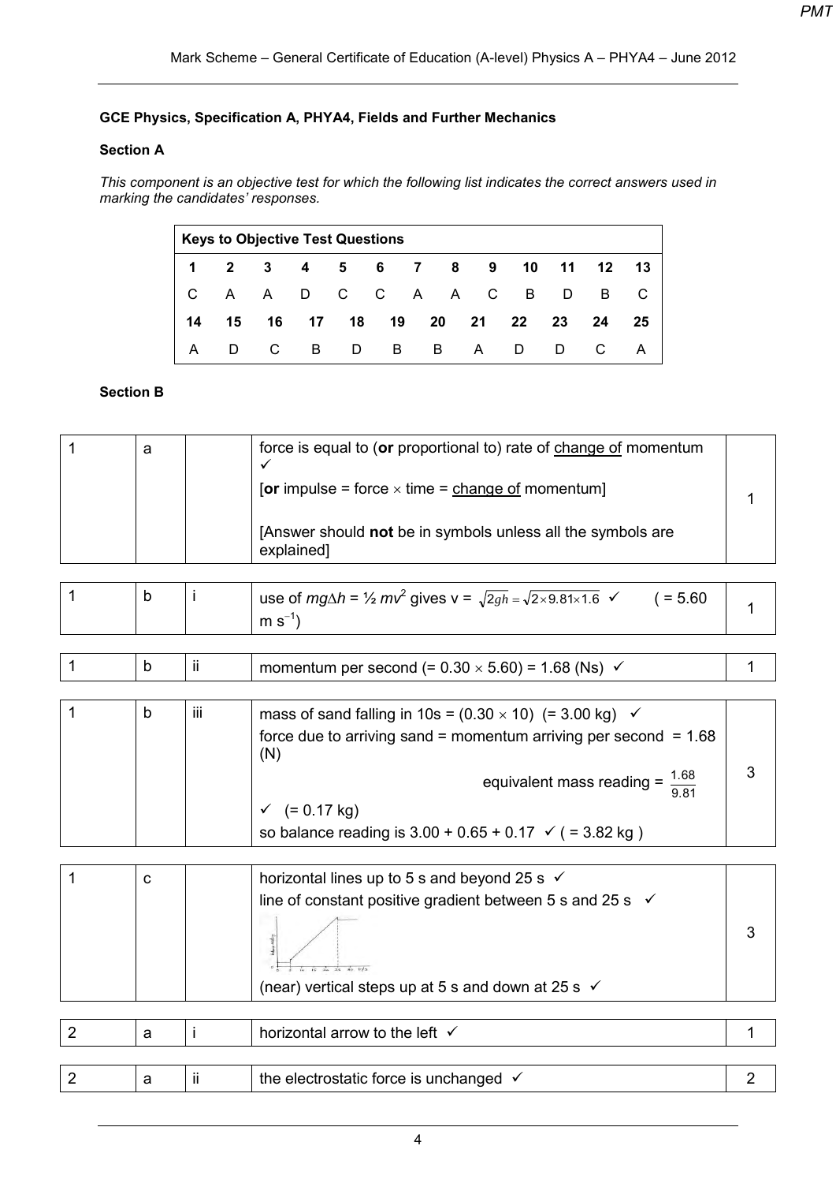**GCE Physics, Specification A, PHYA4, Fields and Further Mechanics**

**Section A**

*This component is an objective test for which the following list indicates the correct answers used in marking the candidates' responses.*

| **Keys to Objective Test Questions** | | | | | | | | | | | | |
|---|---|---|---|---|---|---|---|---|---|---|---|---|
| **1** | **2** | **3** | **4** | **5** | **6** | **7** | **8** | **9** | **10** | **11** | **12** | **13** |
| C | A | A | D | C | C | A | A | C | B | D | B | C |
| **14** | **15** | **16** | **17** | **18** | **19** | **20** | **21** | **22** | **23** | **24** | **25** | |
| A | D | C | B | D | B | B | A | D | D | C | A | |

**Section B**

| | | | | |
|---|---|---|---|---|
| 1 | a | | force is equal to (**or** proportional to) rate of <u>change of</u> momentum ✓ <br> [**or** impulse = force × time = <u>change of</u> momentum] <br> [Answer should **not** be in symbols unless all the symbols are explained] | 1 |
| 1 | b | i | use of $mg\Delta h = ½\, mv^2$ gives v = $\sqrt{2gh} = \sqrt{2 \times 9.81 \times 1.6}$ ✓ ( = 5.60 m $s^{-1}$) | 1 |
| 1 | b | ii | momentum per second (= 0.30 × 5.60) = 1.68 (Ns) ✓ | 1 |
| 1 | b | iii | mass of sand falling in 10s = (0.30 × 10) (= 3.00 kg) ✓ <br> force due to arriving sand = momentum arriving per second = 1.68 (N) <br> equivalent mass reading = $\frac{1.68}{9.81}$ ✓ (= 0.17 kg) <br> so balance reading is 3.00 + 0.65 + 0.17 ✓ ( = 3.82 kg ) | 3 |
| 1 | c | | horizontal lines up to 5 s and beyond 25 s ✓ <br> line of constant positive gradient between 5 s and 25 s ✓ <br> (near) vertical steps up at 5 s and down at 25 s ✓ | 3 |
| 2 | a | i | horizontal arrow to the left ✓ | 1 |
| 2 | a | ii | the electrostatic force is unchanged ✓ | 2 |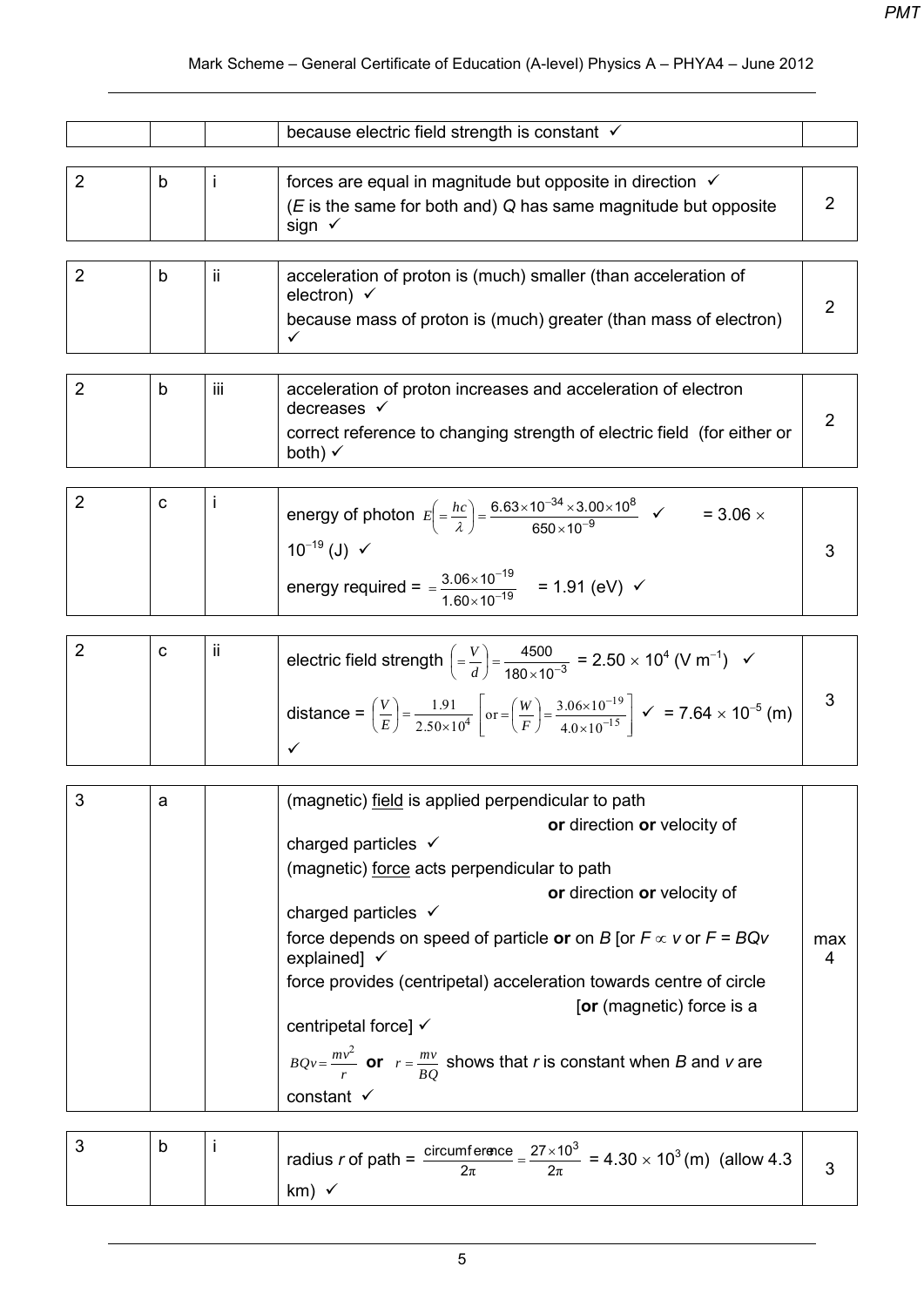| | | | | |
|---|---|---|---|---|
| | | | because electric field strength is constant ✓ | |
| 2 | b | i | forces are equal in magnitude but opposite in direction ✓<br>($E$ is the same for both and) $Q$ has same magnitude but opposite sign ✓ | 2 |
| 2 | b | ii | acceleration of proton is (much) smaller (than acceleration of electron) ✓<br>because mass of proton is (much) greater (than mass of electron) ✓ | 2 |
| 2 | b | iii | acceleration of proton increases and acceleration of electron decreases ✓<br>correct reference to changing strength of electric field (for either or both) ✓ | 2 |
| 2 | c | i | energy of photon $E\left(=\frac{hc}{\lambda}\right)=\frac{6.63\times10^{-34}\times3.00\times10^{8}}{650\times10^{-9}}$ ✓ $= 3.06\times10^{-19}$ (J) ✓<br>energy required = $\frac{3.06\times10^{-19}}{1.60\times10^{-19}}$ = 1.91 (eV) ✓ | 3 |
| 2 | c | ii | electric field strength $\left(=\frac{V}{d}\right)=\frac{4500}{180\times10^{-3}}$ = $2.50\times10^{4}$ (V m$^{-1}$) ✓<br>distance = $\left(\frac{V}{E}\right)=\frac{1.91}{2.50\times10^{4}}\left[\text{or}=\left(\frac{W}{F}\right)=\frac{3.06\times10^{-19}}{4.0\times10^{-15}}\right]$ ✓ = $7.64\times10^{-5}$ (m) ✓ | 3 |
| 3 | a | | (magnetic) field is applied perpendicular to path **or** direction **or** velocity of charged particles ✓<br>(magnetic) force acts perpendicular to path **or** direction **or** velocity of charged particles ✓<br>force depends on speed of particle **or** on $B$ [or $F \propto v$ or $F = BQv$ explained] ✓<br>force provides (centripetal) acceleration towards centre of circle [**or** (magnetic) force is a centripetal force] ✓<br>$BQv=\frac{mv^2}{r}$ **or** $r=\frac{mv}{BQ}$ shows that $r$ is constant when $B$ and $v$ are constant ✓ | max 4 |
| 3 | b | i | radius $r$ of path = $\frac{\text{circumference}}{2\pi}=\frac{27\times10^{3}}{2\pi}$ = $4.30\times10^{3}$ (m) (allow 4.3 km) ✓ | 3 |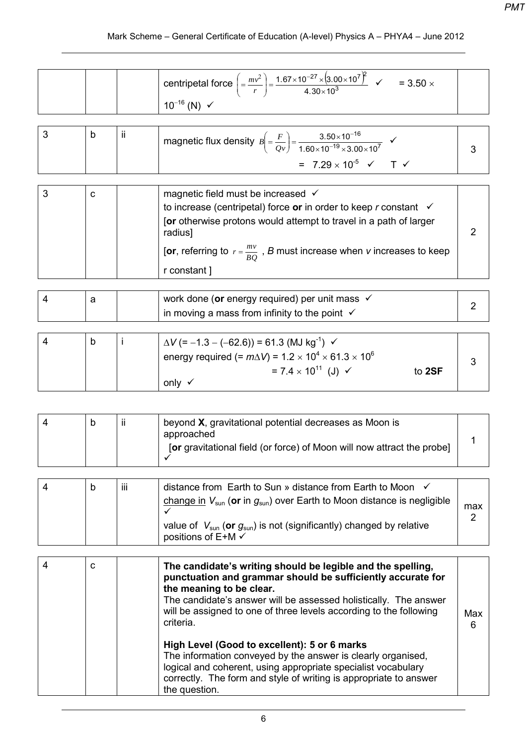| | | | | |
|---|---|---|---|---|
| | | | centripetal force $\left(=\frac{mv^2}{r}\right)=\frac{1.67\times10^{-27}\times(3.00\times10^7)^2}{4.30\times10^3}$ ✓ $= 3.50\times10^{-16}$ (N) ✓ | |
| 3 | b | ii | magnetic flux density $B\left(=\frac{F}{Qv}\right)=\frac{3.50\times10^{-16}}{1.60\times10^{-19}\times3.00\times10^7}$ ✓ $= 7.29\times10^{-5}$ ✓ T ✓ | 3 |
| 3 | c | | magnetic field must be increased ✓<br>to increase (centripetal) force **or** in order to keep $r$ constant ✓<br>[**or** otherwise protons would attempt to travel in a path of larger radius]<br>[**or**, referring to $r=\frac{mv}{BQ}$, $B$ must increase when $v$ increases to keep r constant ] | 2 |
| 4 | a | | work done (**or** energy required) per unit mass ✓<br>in moving a mass from infinity to the point ✓ | 2 |
| 4 | b | i | $\Delta V$ (= $-1.3 - (-62.6)$) = 61.3 (MJ kg$^{-1}$) ✓<br>energy required (= $m\Delta V$) = $1.2\times10^4\times61.3\times10^6$<br>$= 7.4\times10^{11}$ (J) ✓ to **2SF** only ✓ | 3 |
| 4 | b | ii | beyond **X**, gravitational potential decreases as Moon is approached<br>[**or** gravitational field (or force) of Moon will now attract the probe] ✓ | 1 |
| 4 | b | iii | distance from Earth to Sun » distance from Earth to Moon ✓<br>change in $V_{sun}$ (**or** in $g_{sun}$) over Earth to Moon distance is negligible ✓<br>value of $V_{sun}$ (**or** $g_{sun}$) is not (significantly) changed by relative positions of E+M ✓ | max 2 |
| 4 | c | | **The candidate's writing should be legible and the spelling, punctuation and grammar should be sufficiently accurate for the meaning to be clear.**<br>The candidate's answer will be assessed holistically. The answer will be assigned to one of three levels according to the following criteria.<br><br>**High Level (Good to excellent): 5 or 6 marks**<br>The information conveyed by the answer is clearly organised, logical and coherent, using appropriate specialist vocabulary correctly. The form and style of writing is appropriate to answer the question. | Max 6 |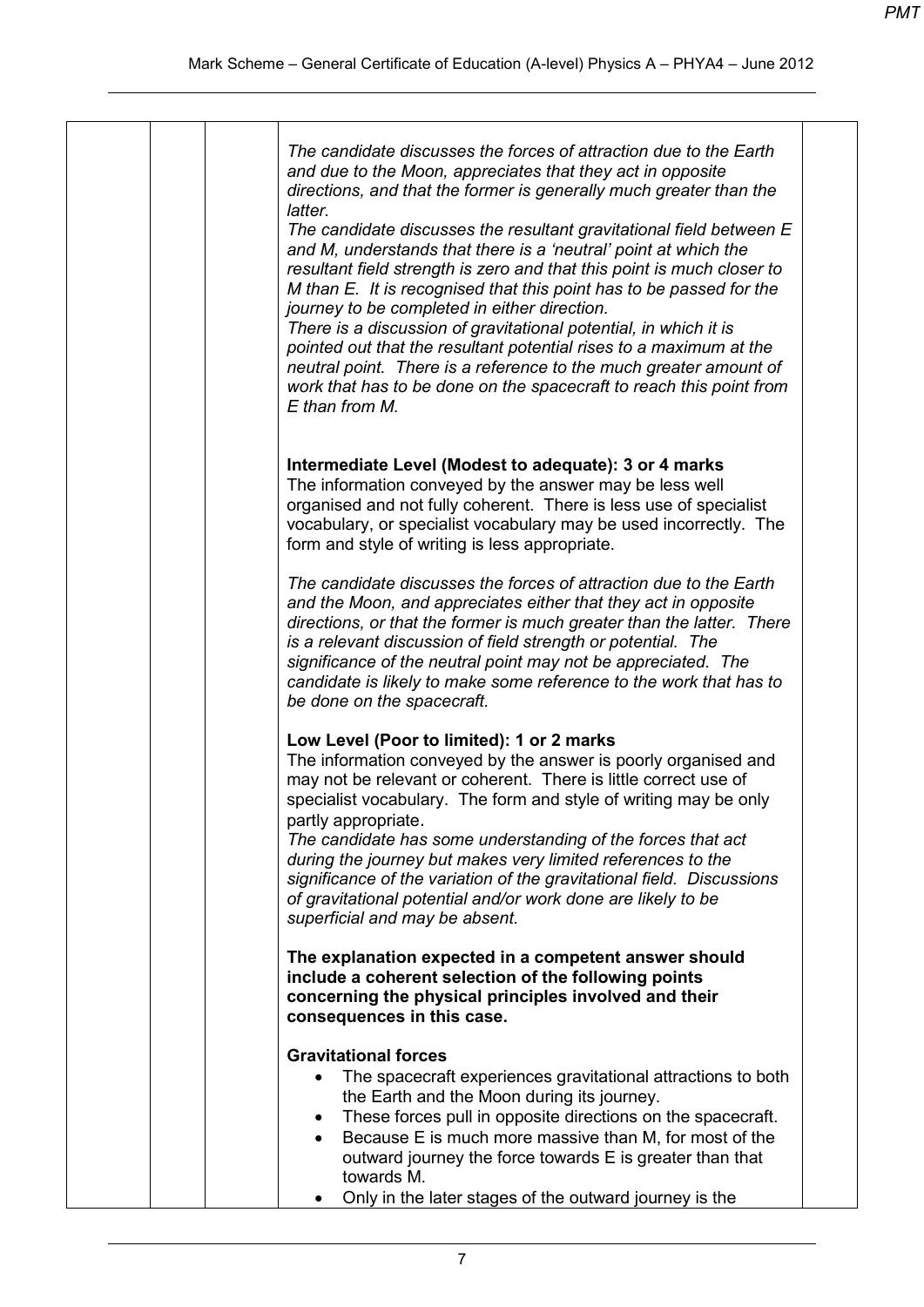*The candidate discusses the forces of attraction due to the Earth and due to the Moon, appreciates that they act in opposite directions, and that the former is generally much greater than the latter.*
*The candidate discusses the resultant gravitational field between E and M, understands that there is a 'neutral' point at which the resultant field strength is zero and that this point is much closer to M than E. It is recognised that this point has to be passed for the journey to be completed in either direction.*
*There is a discussion of gravitational potential, in which it is pointed out that the resultant potential rises to a maximum at the neutral point. There is a reference to the much greater amount of work that has to be done on the spacecraft to reach this point from E than from M.*

**Intermediate Level (Modest to adequate): 3 or 4 marks**
The information conveyed by the answer may be less well organised and not fully coherent. There is less use of specialist vocabulary, or specialist vocabulary may be used incorrectly. The form and style of writing is less appropriate.

*The candidate discusses the forces of attraction due to the Earth and the Moon, and appreciates either that they act in opposite directions, or that the former is much greater than the latter. There is a relevant discussion of field strength or potential. The significance of the neutral point may not be appreciated. The candidate is likely to make some reference to the work that has to be done on the spacecraft.*

**Low Level (Poor to limited): 1 or 2 marks**
The information conveyed by the answer is poorly organised and may not be relevant or coherent. There is little correct use of specialist vocabulary. The form and style of writing may be only partly appropriate.
*The candidate has some understanding of the forces that act during the journey but makes very limited references to the significance of the variation of the gravitational field. Discussions of gravitational potential and/or work done are likely to be superficial and may be absent.*

**The explanation expected in a competent answer should include a coherent selection of the following points concerning the physical principles involved and their consequences in this case.**

**Gravitational forces**

- The spacecraft experiences gravitational attractions to both the Earth and the Moon during its journey.
- These forces pull in opposite directions on the spacecraft.
- Because E is much more massive than M, for most of the outward journey the force towards E is greater than that towards M.
- Only in the later stages of the outward journey is the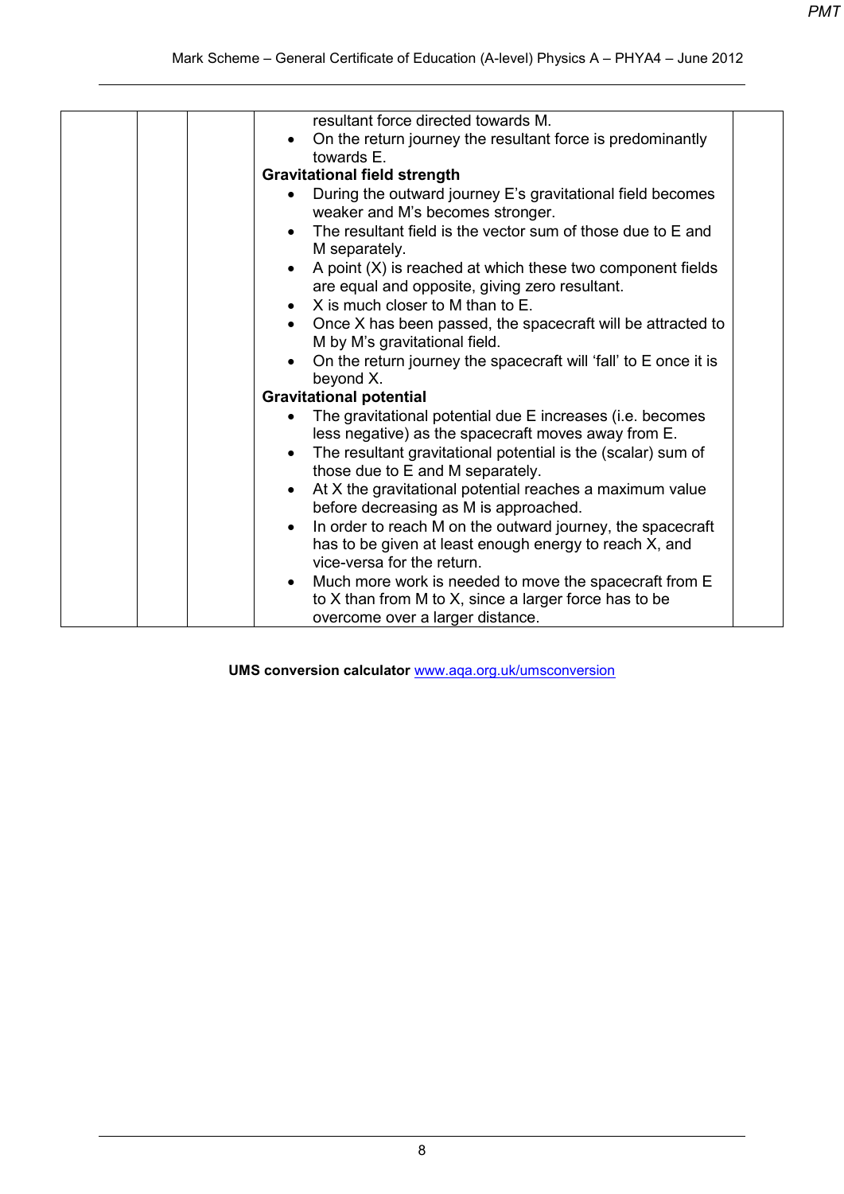| | | | | |
|---|---|---|---|---|
| | | | resultant force directed towards M.<br>• On the return journey the resultant force is predominantly towards E.<br>**Gravitational field strength**<br>• During the outward journey E's gravitational field becomes weaker and M's becomes stronger.<br>• The resultant field is the vector sum of those due to E and M separately.<br>• A point (X) is reached at which these two component fields are equal and opposite, giving zero resultant.<br>• X is much closer to M than to E.<br>• Once X has been passed, the spacecraft will be attracted to M by M's gravitational field.<br>• On the return journey the spacecraft will 'fall' to E once it is beyond X.<br>**Gravitational potential**<br>• The gravitational potential due E increases (i.e. becomes less negative) as the spacecraft moves away from E.<br>• The resultant gravitational potential is the (scalar) sum of those due to E and M separately.<br>• At X the gravitational potential reaches a maximum value before decreasing as M is approached.<br>• In order to reach M on the outward journey, the spacecraft has to be given at least enough energy to reach X, and vice-versa for the return.<br>• Much more work is needed to move the spacecraft from E to X than from M to X, since a larger force has to be overcome over a larger distance. | |

**UMS conversion calculator** www.aqa.org.uk/umsconversion